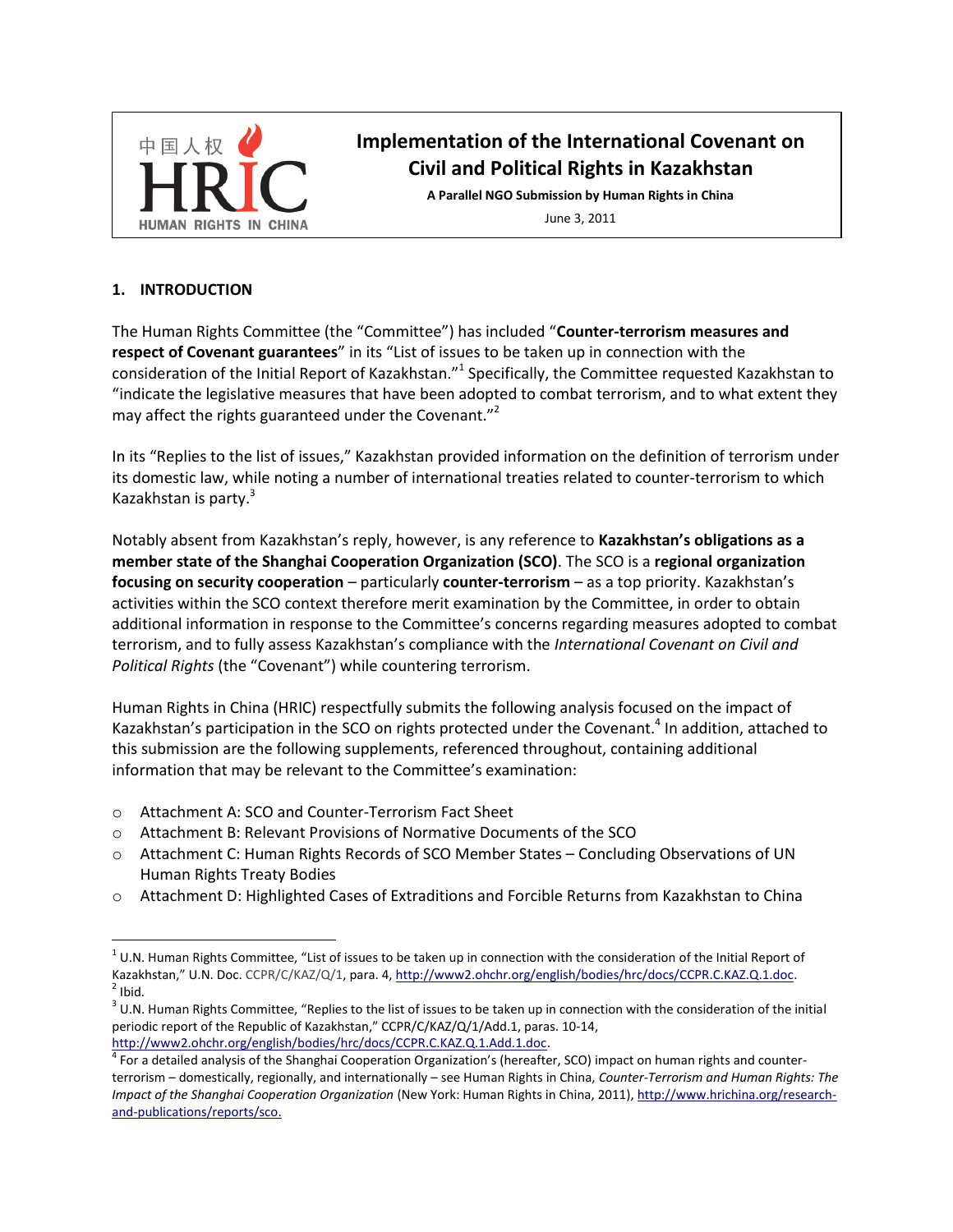中国人权
HRIC
HUMAN RIGHTS IN CHINA

# Implementation of the International Covenant on Civil and Political Rights in Kazakhstan

**A Parallel NGO Submission by Human Rights in China**

June 3, 2011

## 1. INTRODUCTION

The Human Rights Committee (the "Committee") has included "**Counter-terrorism measures and respect of Covenant guarantees**" in its "List of issues to be taken up in connection with the consideration of the Initial Report of Kazakhstan."[1] Specifically, the Committee requested Kazakhstan to "indicate the legislative measures that have been adopted to combat terrorism, and to what extent they may affect the rights guaranteed under the Covenant."[2]

In its "Replies to the list of issues," Kazakhstan provided information on the definition of terrorism under its domestic law, while noting a number of international treaties related to counter-terrorism to which Kazakhstan is party.[3]

Notably absent from Kazakhstan's reply, however, is any reference to **Kazakhstan's obligations as a member state of the Shanghai Cooperation Organization (SCO)**. The SCO is a **regional organization focusing on security cooperation** – particularly **counter-terrorism** – as a top priority. Kazakhstan's activities within the SCO context therefore merit examination by the Committee, in order to obtain additional information in response to the Committee's concerns regarding measures adopted to combat terrorism, and to fully assess Kazakhstan's compliance with the *International Covenant on Civil and Political Rights* (the "Covenant") while countering terrorism.

Human Rights in China (HRIC) respectfully submits the following analysis focused on the impact of Kazakhstan's participation in the SCO on rights protected under the Covenant.[4] In addition, attached to this submission are the following supplements, referenced throughout, containing additional information that may be relevant to the Committee's examination:

- Attachment A: SCO and Counter-Terrorism Fact Sheet
- Attachment B: Relevant Provisions of Normative Documents of the SCO
- Attachment C: Human Rights Records of SCO Member States – Concluding Observations of UN Human Rights Treaty Bodies
- Attachment D: Highlighted Cases of Extraditions and Forcible Returns from Kazakhstan to China

---

[1] U.N. Human Rights Committee, "List of issues to be taken up in connection with the consideration of the Initial Report of Kazakhstan," U.N. Doc. CCPR/C/KAZ/Q/1, para. 4, http://www2.ohchr.org/english/bodies/hrc/docs/CCPR.C.KAZ.Q.1.doc.

[2] Ibid.

[3] U.N. Human Rights Committee, "Replies to the list of issues to be taken up in connection with the consideration of the initial periodic report of the Republic of Kazakhstan," CCPR/C/KAZ/Q/1/Add.1, paras. 10-14, http://www2.ohchr.org/english/bodies/hrc/docs/CCPR.C.KAZ.Q.1.Add.1.doc.

[4] For a detailed analysis of the Shanghai Cooperation Organization's (hereafter, SCO) impact on human rights and counter-terrorism – domestically, regionally, and internationally – see Human Rights in China, *Counter-Terrorism and Human Rights: The Impact of the Shanghai Cooperation Organization* (New York: Human Rights in China, 2011), http://www.hrichina.org/research-and-publications/reports/sco.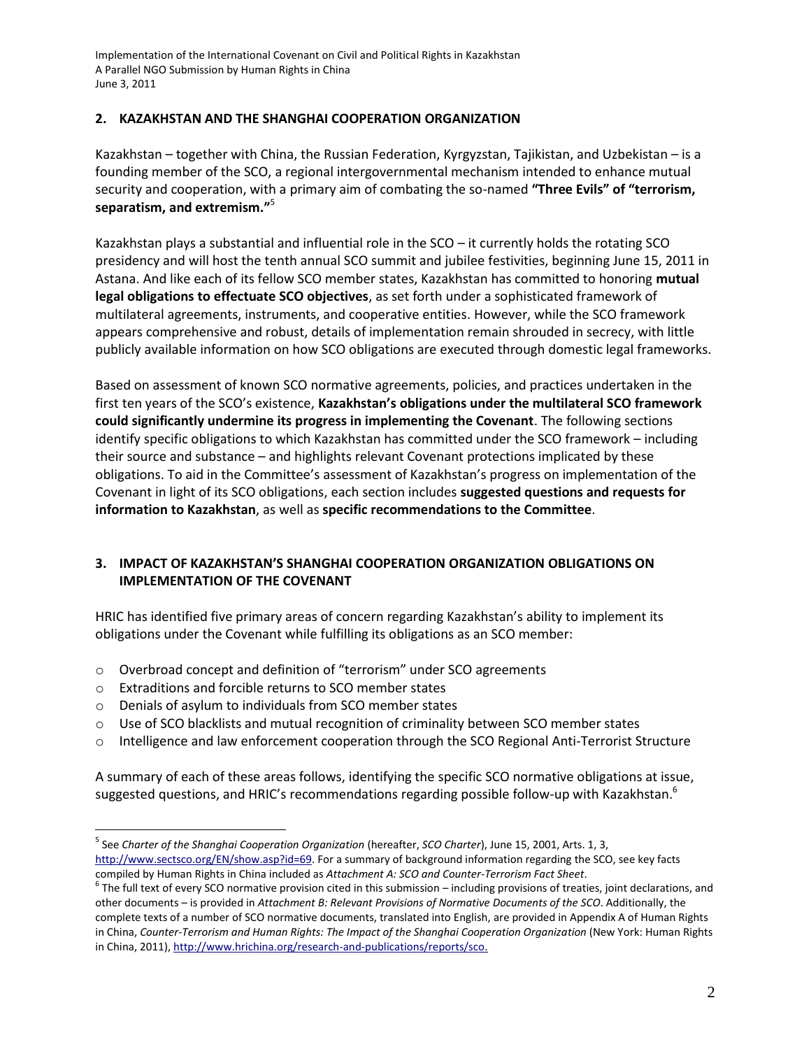## 2. KAZAKHSTAN AND THE SHANGHAI COOPERATION ORGANIZATION

Kazakhstan – together with China, the Russian Federation, Kyrgyzstan, Tajikistan, and Uzbekistan – is a founding member of the SCO, a regional intergovernmental mechanism intended to enhance mutual security and cooperation, with a primary aim of combating the so-named **"Three Evils" of "terrorism, separatism, and extremism."**[5]

Kazakhstan plays a substantial and influential role in the SCO – it currently holds the rotating SCO presidency and will host the tenth annual SCO summit and jubilee festivities, beginning June 15, 2011 in Astana. And like each of its fellow SCO member states, Kazakhstan has committed to honoring **mutual legal obligations to effectuate SCO objectives**, as set forth under a sophisticated framework of multilateral agreements, instruments, and cooperative entities. However, while the SCO framework appears comprehensive and robust, details of implementation remain shrouded in secrecy, with little publicly available information on how SCO obligations are executed through domestic legal frameworks.

Based on assessment of known SCO normative agreements, policies, and practices undertaken in the first ten years of the SCO's existence, **Kazakhstan's obligations under the multilateral SCO framework could significantly undermine its progress in implementing the Covenant**. The following sections identify specific obligations to which Kazakhstan has committed under the SCO framework – including their source and substance – and highlights relevant Covenant protections implicated by these obligations. To aid in the Committee's assessment of Kazakhstan's progress on implementation of the Covenant in light of its SCO obligations, each section includes **suggested questions and requests for information to Kazakhstan**, as well as **specific recommendations to the Committee**.

## 3. IMPACT OF KAZAKHSTAN'S SHANGHAI COOPERATION ORGANIZATION OBLIGATIONS ON IMPLEMENTATION OF THE COVENANT

HRIC has identified five primary areas of concern regarding Kazakhstan's ability to implement its obligations under the Covenant while fulfilling its obligations as an SCO member:

- Overbroad concept and definition of "terrorism" under SCO agreements
- Extraditions and forcible returns to SCO member states
- Denials of asylum to individuals from SCO member states
- Use of SCO blacklists and mutual recognition of criminality between SCO member states
- Intelligence and law enforcement cooperation through the SCO Regional Anti-Terrorist Structure

A summary of each of these areas follows, identifying the specific SCO normative obligations at issue, suggested questions, and HRIC's recommendations regarding possible follow-up with Kazakhstan.[6]

---

[5] See *Charter of the Shanghai Cooperation Organization* (hereafter, *SCO Charter*), June 15, 2001, Arts. 1, 3, http://www.sectsco.org/EN/show.asp?id=69. For a summary of background information regarding the SCO, see key facts compiled by Human Rights in China included as *Attachment A: SCO and Counter-Terrorism Fact Sheet*.

[6] The full text of every SCO normative provision cited in this submission – including provisions of treaties, joint declarations, and other documents – is provided in *Attachment B: Relevant Provisions of Normative Documents of the SCO*. Additionally, the complete texts of a number of SCO normative documents, translated into English, are provided in Appendix A of Human Rights in China, *Counter-Terrorism and Human Rights: The Impact of the Shanghai Cooperation Organization* (New York: Human Rights in China, 2011), http://www.hrichina.org/research-and-publications/reports/sco.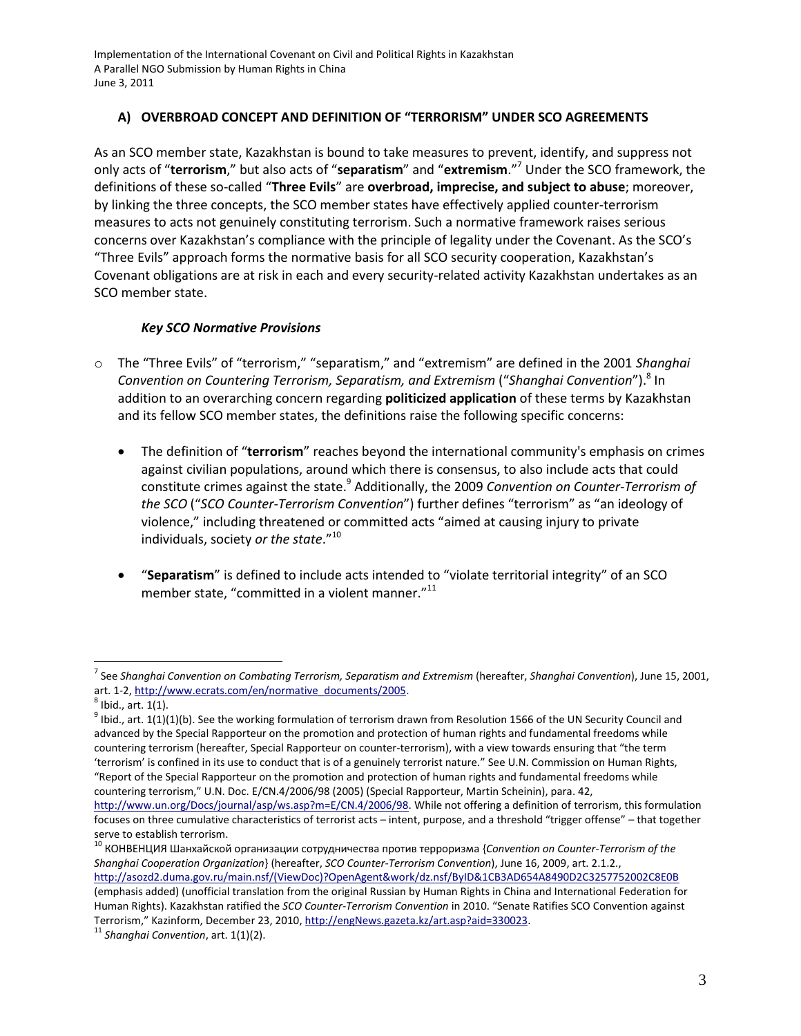### A) OVERBROAD CONCEPT AND DEFINITION OF "TERRORISM" UNDER SCO AGREEMENTS

As an SCO member state, Kazakhstan is bound to take measures to prevent, identify, and suppress not only acts of "**terrorism**," but also acts of "**separatism**" and "**extremism**."[7] Under the SCO framework, the definitions of these so-called "**Three Evils**" are **overbroad, imprecise, and subject to abuse**; moreover, by linking the three concepts, the SCO member states have effectively applied counter-terrorism measures to acts not genuinely constituting terrorism. Such a normative framework raises serious concerns over Kazakhstan's compliance with the principle of legality under the Covenant. As the SCO's "Three Evils" approach forms the normative basis for all SCO security cooperation, Kazakhstan's Covenant obligations are at risk in each and every security-related activity Kazakhstan undertakes as an SCO member state.

#### *Key SCO Normative Provisions*

- The "Three Evils" of "terrorism," "separatism," and "extremism" are defined in the 2001 *Shanghai Convention on Countering Terrorism, Separatism, and Extremism* ("*Shanghai Convention*").[8] In addition to an overarching concern regarding **politicized application** of these terms by Kazakhstan and its fellow SCO member states, the definitions raise the following specific concerns:
  - The definition of "**terrorism**" reaches beyond the international community's emphasis on crimes against civilian populations, around which there is consensus, to also include acts that could constitute crimes against the state.[9] Additionally, the 2009 *Convention on Counter-Terrorism of the SCO* ("*SCO Counter-Terrorism Convention*") further defines "terrorism" as "an ideology of violence," including threatened or committed acts "aimed at causing injury to private individuals, society *or the state*."[10]
  - "**Separatism**" is defined to include acts intended to "violate territorial integrity" of an SCO member state, "committed in a violent manner."[11]

---

[7] See *Shanghai Convention on Combating Terrorism, Separatism and Extremism* (hereafter, *Shanghai Convention*), June 15, 2001, art. 1-2, http://www.ecrats.com/en/normative_documents/2005.

[8] Ibid., art. 1(1).

[9] Ibid., art. 1(1)(1)(b). See the working formulation of terrorism drawn from Resolution 1566 of the UN Security Council and advanced by the Special Rapporteur on the promotion and protection of human rights and fundamental freedoms while countering terrorism (hereafter, Special Rapporteur on counter-terrorism), with a view towards ensuring that "the term 'terrorism' is confined in its use to conduct that is of a genuinely terrorist nature." See U.N. Commission on Human Rights, "Report of the Special Rapporteur on the promotion and protection of human rights and fundamental freedoms while countering terrorism," U.N. Doc. E/CN.4/2006/98 (2005) (Special Rapporteur, Martin Scheinin), para. 42, http://www.un.org/Docs/journal/asp/ws.asp?m=E/CN.4/2006/98. While not offering a definition of terrorism, this formulation focuses on three cumulative characteristics of terrorist acts – intent, purpose, and a threshold "trigger offense" – that together serve to establish terrorism.

[10] КОНВЕНЦИЯ Шанхайской организации сотрудничества против терроризма {*Convention on Counter-Terrorism of the Shanghai Cooperation Organization*} (hereafter, *SCO Counter-Terrorism Convention*), June 16, 2009, art. 2.1.2., http://asozd2.duma.gov.ru/main.nsf/(ViewDoc)?OpenAgent&work/dz.nsf/ByID&1CB3AD654A8490D2C3257752002C8E0B (emphasis added) (unofficial translation from the original Russian by Human Rights in China and International Federation for Human Rights). Kazakhstan ratified the *SCO Counter-Terrorism Convention* in 2010. "Senate Ratifies SCO Convention against Terrorism," Kazinform, December 23, 2010, http://engNews.gazeta.kz/art.asp?aid=330023.

[11] *Shanghai Convention*, art. 1(1)(2).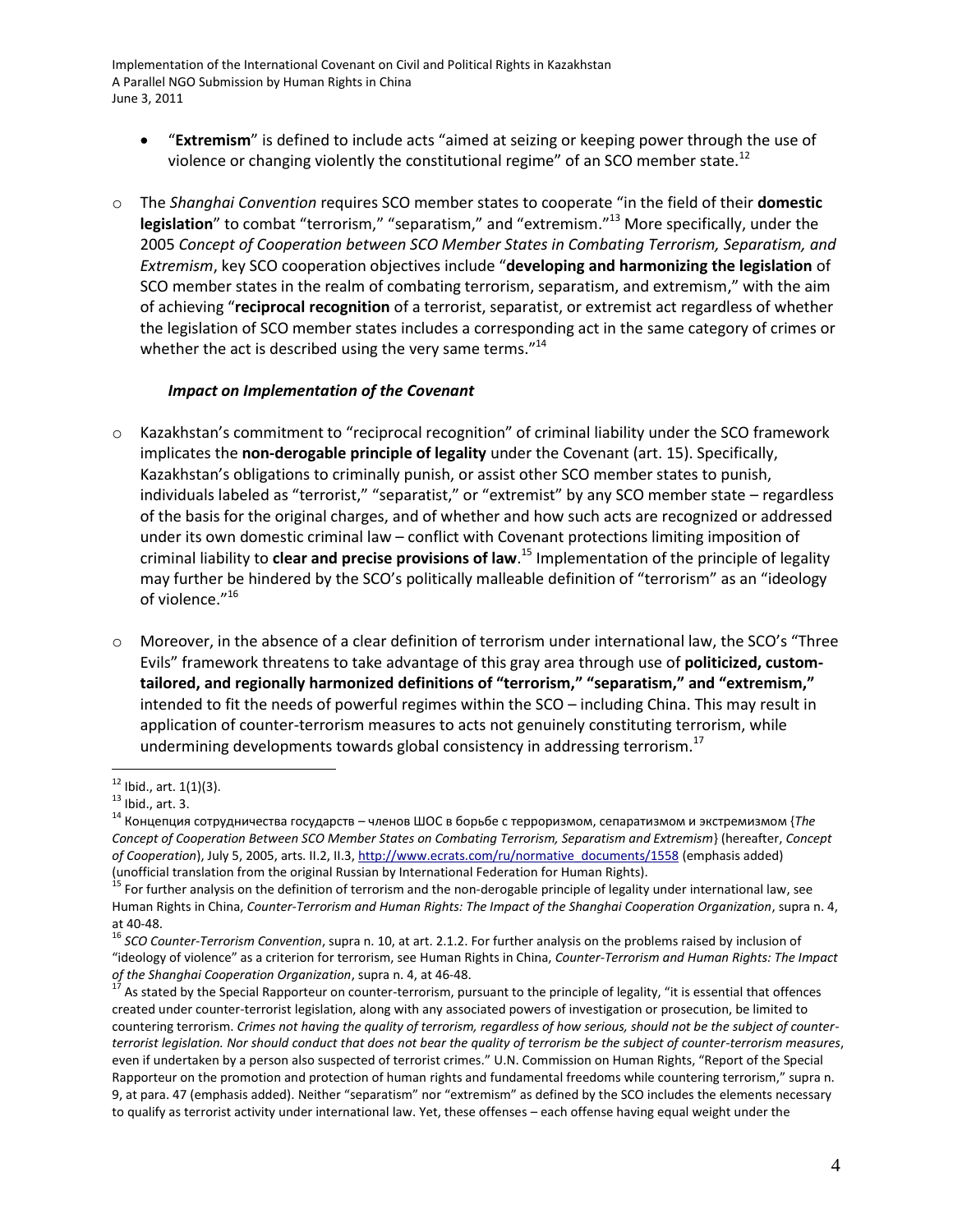- "**Extremism**" is defined to include acts "aimed at seizing or keeping power through the use of violence or changing violently the constitutional regime" of an SCO member state.[12]

- The *Shanghai Convention* requires SCO member states to cooperate "in the field of their **domestic legislation**" to combat "terrorism," "separatism," and "extremism."[13] More specifically, under the 2005 *Concept of Cooperation between SCO Member States in Combating Terrorism, Separatism, and Extremism*, key SCO cooperation objectives include "**developing and harmonizing the legislation** of SCO member states in the realm of combating terrorism, separatism, and extremism," with the aim of achieving "**reciprocal recognition** of a terrorist, separatist, or extremist act regardless of whether the legislation of SCO member states includes a corresponding act in the same category of crimes or whether the act is described using the very same terms."[14]

***Impact on Implementation of the Covenant***

- Kazakhstan's commitment to "reciprocal recognition" of criminal liability under the SCO framework implicates the **non-derogable principle of legality** under the Covenant (art. 15). Specifically, Kazakhstan's obligations to criminally punish, or assist other SCO member states to punish, individuals labeled as "terrorist," "separatist," or "extremist" by any SCO member state – regardless of the basis for the original charges, and of whether and how such acts are recognized or addressed under its own domestic criminal law – conflict with Covenant protections limiting imposition of criminal liability to **clear and precise provisions of law**.[15] Implementation of the principle of legality may further be hindered by the SCO's politically malleable definition of "terrorism" as an "ideology of violence."[16]

- Moreover, in the absence of a clear definition of terrorism under international law, the SCO's "Three Evils" framework threatens to take advantage of this gray area through use of **politicized, custom-tailored, and regionally harmonized definitions of "terrorism," "separatism," and "extremism,"** intended to fit the needs of powerful regimes within the SCO – including China. This may result in application of counter-terrorism measures to acts not genuinely constituting terrorism, while undermining developments towards global consistency in addressing terrorism.[17]

---

[12] Ibid., art. 1(1)(3).

[13] Ibid., art. 3.

[14] Концепция сотрудничества государств – членов ШОС в борьбе с терроризмом, сепаратизмом и экстремизмом {*The Concept of Cooperation Between SCO Member States on Combating Terrorism, Separatism and Extremism*} (hereafter, *Concept of Cooperation*), July 5, 2005, arts. II.2, II.3, http://www.ecrats.com/ru/normative_documents/1558 (emphasis added) (unofficial translation from the original Russian by International Federation for Human Rights).

[15] For further analysis on the definition of terrorism and the non-derogable principle of legality under international law, see Human Rights in China, *Counter-Terrorism and Human Rights: The Impact of the Shanghai Cooperation Organization*, supra n. 4, at 40-48.

[16] *SCO Counter-Terrorism Convention*, supra n. 10, at art. 2.1.2. For further analysis on the problems raised by inclusion of "ideology of violence" as a criterion for terrorism, see Human Rights in China, *Counter-Terrorism and Human Rights: The Impact of the Shanghai Cooperation Organization*, supra n. 4, at 46-48.

[17] As stated by the Special Rapporteur on counter-terrorism, pursuant to the principle of legality, "it is essential that offences created under counter-terrorist legislation, along with any associated powers of investigation or prosecution, be limited to countering terrorism. *Crimes not having the quality of terrorism, regardless of how serious, should not be the subject of counter-terrorist legislation. Nor should conduct that does not bear the quality of terrorism be the subject of counter-terrorism measures*, even if undertaken by a person also suspected of terrorist crimes." U.N. Commission on Human Rights, "Report of the Special Rapporteur on the promotion and protection of human rights and fundamental freedoms while countering terrorism," supra n. 9, at para. 47 (emphasis added). Neither "separatism" nor "extremism" as defined by the SCO includes the elements necessary to qualify as terrorist activity under international law. Yet, these offenses – each offense having equal weight under the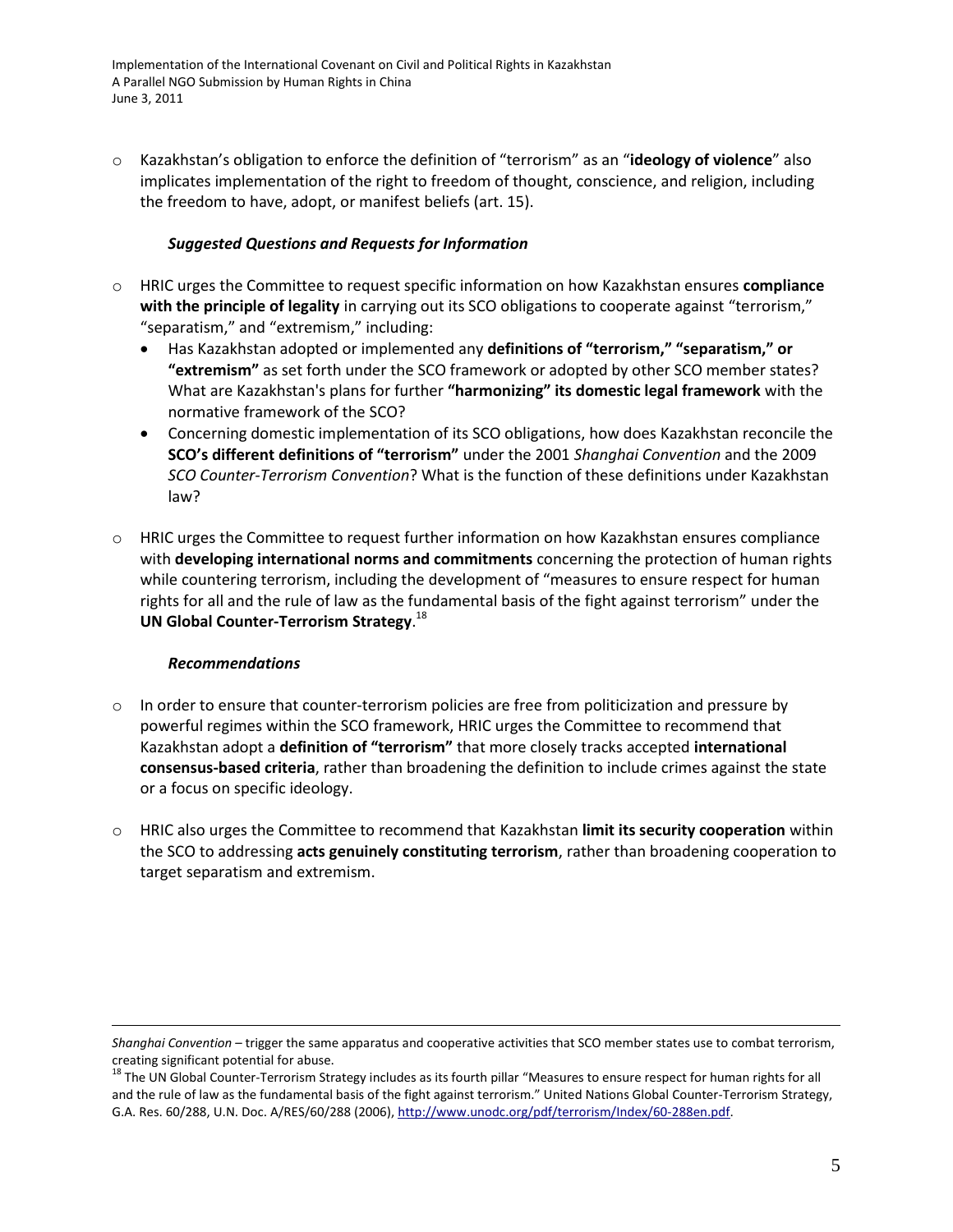- Kazakhstan's obligation to enforce the definition of "terrorism" as an "**ideology of violence**" also implicates implementation of the right to freedom of thought, conscience, and religion, including the freedom to have, adopt, or manifest beliefs (art. 15).

### *Suggested Questions and Requests for Information*

- HRIC urges the Committee to request specific information on how Kazakhstan ensures **compliance with the principle of legality** in carrying out its SCO obligations to cooperate against "terrorism," "separatism," and "extremism," including:
  - Has Kazakhstan adopted or implemented any **definitions of "terrorism," "separatism," or "extremism"** as set forth under the SCO framework or adopted by other SCO member states? What are Kazakhstan's plans for further **"harmonizing" its domestic legal framework** with the normative framework of the SCO?
  - Concerning domestic implementation of its SCO obligations, how does Kazakhstan reconcile the **SCO's different definitions of "terrorism"** under the 2001 *Shanghai Convention* and the 2009 *SCO Counter-Terrorism Convention*? What is the function of these definitions under Kazakhstan law?

- HRIC urges the Committee to request further information on how Kazakhstan ensures compliance with **developing international norms and commitments** concerning the protection of human rights while countering terrorism, including the development of "measures to ensure respect for human rights for all and the rule of law as the fundamental basis of the fight against terrorism" under the **UN Global Counter-Terrorism Strategy**.[18]

### *Recommendations*

- In order to ensure that counter-terrorism policies are free from politicization and pressure by powerful regimes within the SCO framework, HRIC urges the Committee to recommend that Kazakhstan adopt a **definition of "terrorism"** that more closely tracks accepted **international consensus-based criteria**, rather than broadening the definition to include crimes against the state or a focus on specific ideology.

- HRIC also urges the Committee to recommend that Kazakhstan **limit its security cooperation** within the SCO to addressing **acts genuinely constituting terrorism**, rather than broadening cooperation to target separatism and extremism.

---

*Shanghai Convention* – trigger the same apparatus and cooperative activities that SCO member states use to combat terrorism, creating significant potential for abuse.

[18] The UN Global Counter-Terrorism Strategy includes as its fourth pillar "Measures to ensure respect for human rights for all and the rule of law as the fundamental basis of the fight against terrorism." United Nations Global Counter-Terrorism Strategy, G.A. Res. 60/288, U.N. Doc. A/RES/60/288 (2006), http://www.unodc.org/pdf/terrorism/Index/60-288en.pdf.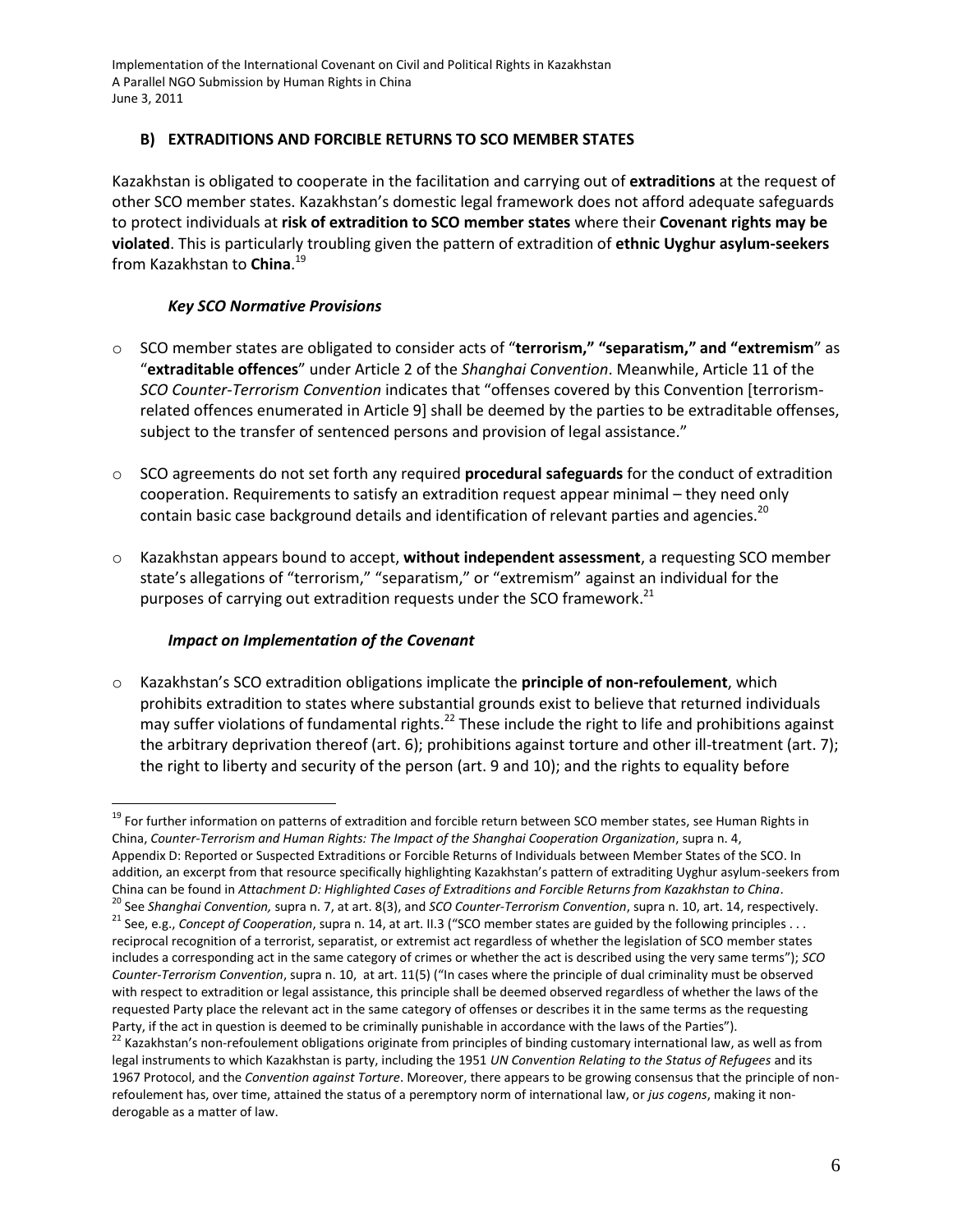### B) EXTRADITIONS AND FORCIBLE RETURNS TO SCO MEMBER STATES

Kazakhstan is obligated to cooperate in the facilitation and carrying out of **extraditions** at the request of other SCO member states. Kazakhstan's domestic legal framework does not afford adequate safeguards to protect individuals at **risk of extradition to SCO member states** where their **Covenant rights may be violated**. This is particularly troubling given the pattern of extradition of **ethnic Uyghur asylum-seekers** from Kazakhstan to **China**.[19]

#### *Key SCO Normative Provisions*

- SCO member states are obligated to consider acts of "**terrorism," "separatism," and "extremism**" as "**extraditable offences**" under Article 2 of the *Shanghai Convention*. Meanwhile, Article 11 of the *SCO Counter-Terrorism Convention* indicates that "offenses covered by this Convention [terrorism-related offences enumerated in Article 9] shall be deemed by the parties to be extraditable offenses, subject to the transfer of sentenced persons and provision of legal assistance."
- SCO agreements do not set forth any required **procedural safeguards** for the conduct of extradition cooperation. Requirements to satisfy an extradition request appear minimal – they need only contain basic case background details and identification of relevant parties and agencies.[20]
- Kazakhstan appears bound to accept, **without independent assessment**, a requesting SCO member state's allegations of "terrorism," "separatism," or "extremism" against an individual for the purposes of carrying out extradition requests under the SCO framework.[21]

#### *Impact on Implementation of the Covenant*

- Kazakhstan's SCO extradition obligations implicate the **principle of non-refoulement**, which prohibits extradition to states where substantial grounds exist to believe that returned individuals may suffer violations of fundamental rights.[22] These include the right to life and prohibitions against the arbitrary deprivation thereof (art. 6); prohibitions against torture and other ill-treatment (art. 7); the right to liberty and security of the person (art. 9 and 10); and the rights to equality before

---

[19] For further information on patterns of extradition and forcible return between SCO member states, see Human Rights in China, *Counter-Terrorism and Human Rights: The Impact of the Shanghai Cooperation Organization*, supra n. 4, Appendix D: Reported or Suspected Extraditions or Forcible Returns of Individuals between Member States of the SCO. In addition, an excerpt from that resource specifically highlighting Kazakhstan's pattern of extraditing Uyghur asylum-seekers from China can be found in *Attachment D: Highlighted Cases of Extraditions and Forcible Returns from Kazakhstan to China*.

[20] See *Shanghai Convention,* supra n. 7, at art. 8(3), and *SCO Counter-Terrorism Convention*, supra n. 10, art. 14, respectively.

[21] See, e.g., *Concept of Cooperation*, supra n. 14, at art. II.3 ("SCO member states are guided by the following principles . . . reciprocal recognition of a terrorist, separatist, or extremist act regardless of whether the legislation of SCO member states includes a corresponding act in the same category of crimes or whether the act is described using the very same terms"); *SCO Counter-Terrorism Convention*, supra n. 10, at art. 11(5) ("In cases where the principle of dual criminality must be observed with respect to extradition or legal assistance, this principle shall be deemed observed regardless of whether the laws of the requested Party place the relevant act in the same category of offenses or describes it in the same terms as the requesting Party, if the act in question is deemed to be criminally punishable in accordance with the laws of the Parties").

[22] Kazakhstan's non-refoulement obligations originate from principles of binding customary international law, as well as from legal instruments to which Kazakhstan is party, including the 1951 *UN Convention Relating to the Status of Refugees* and its 1967 Protocol, and the *Convention against Torture*. Moreover, there appears to be growing consensus that the principle of non-refoulement has, over time, attained the status of a peremptory norm of international law, or *jus cogens*, making it non-derogable as a matter of law.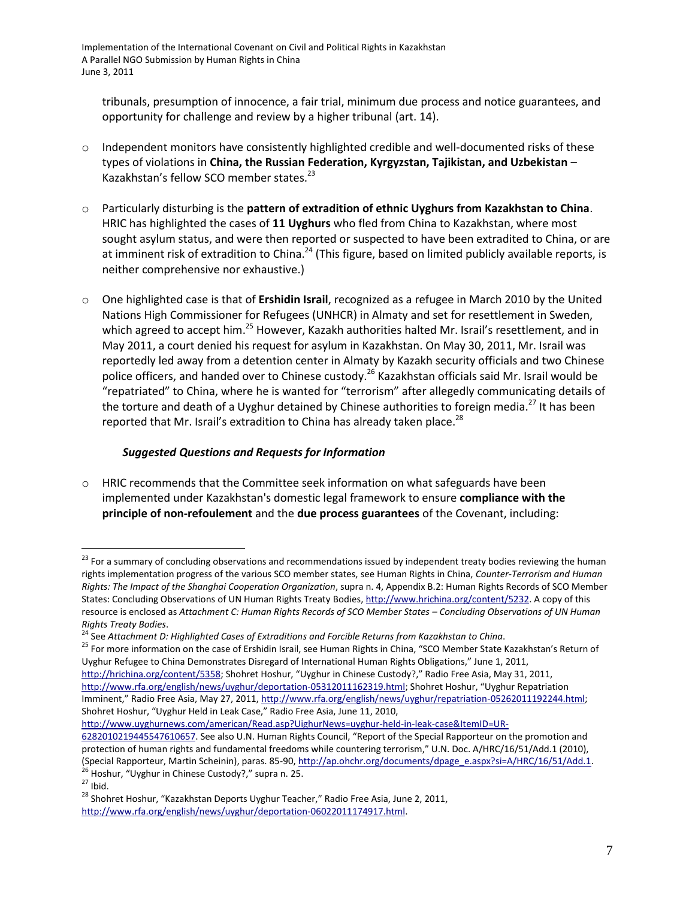tribunals, presumption of innocence, a fair trial, minimum due process and notice guarantees, and opportunity for challenge and review by a higher tribunal (art. 14).

- Independent monitors have consistently highlighted credible and well-documented risks of these types of violations in **China, the Russian Federation, Kyrgyzstan, Tajikistan, and Uzbekistan** – Kazakhstan's fellow SCO member states.[23]

- Particularly disturbing is the **pattern of extradition of ethnic Uyghurs from Kazakhstan to China**. HRIC has highlighted the cases of **11 Uyghurs** who fled from China to Kazakhstan, where most sought asylum status, and were then reported or suspected to have been extradited to China, or are at imminent risk of extradition to China.[24] (This figure, based on limited publicly available reports, is neither comprehensive nor exhaustive.)

- One highlighted case is that of **Ershidin Israil**, recognized as a refugee in March 2010 by the United Nations High Commissioner for Refugees (UNHCR) in Almaty and set for resettlement in Sweden, which agreed to accept him.[25] However, Kazakh authorities halted Mr. Israil's resettlement, and in May 2011, a court denied his request for asylum in Kazakhstan. On May 30, 2011, Mr. Israil was reportedly led away from a detention center in Almaty by Kazakh security officials and two Chinese police officers, and handed over to Chinese custody.[26] Kazakhstan officials said Mr. Israil would be "repatriated" to China, where he is wanted for "terrorism" after allegedly communicating details of the torture and death of a Uyghur detained by Chinese authorities to foreign media.[27] It has been reported that Mr. Israil's extradition to China has already taken place.[28]

***Suggested Questions and Requests for Information***

- HRIC recommends that the Committee seek information on what safeguards have been implemented under Kazakhstan's domestic legal framework to ensure **compliance with the principle of non-refoulement** and the **due process guarantees** of the Covenant, including:

---

[23] For a summary of concluding observations and recommendations issued by independent treaty bodies reviewing the human rights implementation progress of the various SCO member states, see Human Rights in China, *Counter-Terrorism and Human Rights: The Impact of the Shanghai Cooperation Organization*, supra n. 4, Appendix B.2: Human Rights Records of SCO Member States: Concluding Observations of UN Human Rights Treaty Bodies, http://www.hrichina.org/content/5232. A copy of this resource is enclosed as *Attachment C: Human Rights Records of SCO Member States – Concluding Observations of UN Human Rights Treaty Bodies*.

[24] See *Attachment D: Highlighted Cases of Extraditions and Forcible Returns from Kazakhstan to China*.

[25] For more information on the case of Ershidin Israil, see Human Rights in China, "SCO Member State Kazakhstan's Return of Uyghur Refugee to China Demonstrates Disregard of International Human Rights Obligations," June 1, 2011, http://hrichina.org/content/5358; Shohret Hoshur, "Uyghur in Chinese Custody?," Radio Free Asia, May 31, 2011, http://www.rfa.org/english/news/uyghur/deportation-05312011162319.html; Shohret Hoshur, "Uyghur Repatriation Imminent," Radio Free Asia, May 27, 2011, http://www.rfa.org/english/news/uyghur/repatriation-05262011192244.html; Shohret Hoshur, "Uyghur Held in Leak Case," Radio Free Asia, June 11, 2010, http://www.uyghurnews.com/american/Read.asp?UighurNews=uyghur-held-in-leak-case&ItemID=UR-6282010219445547610657. See also U.N. Human Rights Council, "Report of the Special Rapporteur on the promotion and protection of human rights and fundamental freedoms while countering terrorism," U.N. Doc. A/HRC/16/51/Add.1 (2010), (Special Rapporteur, Martin Scheinin), paras. 85-90, http://ap.ohchr.org/documents/dpage_e.aspx?si=A/HRC/16/51/Add.1.

[26] Hoshur, "Uyghur in Chinese Custody?," supra n. 25.

[27] Ibid.

[28] Shohret Hoshur, "Kazakhstan Deports Uyghur Teacher," Radio Free Asia, June 2, 2011, http://www.rfa.org/english/news/uyghur/deportation-06022011174917.html.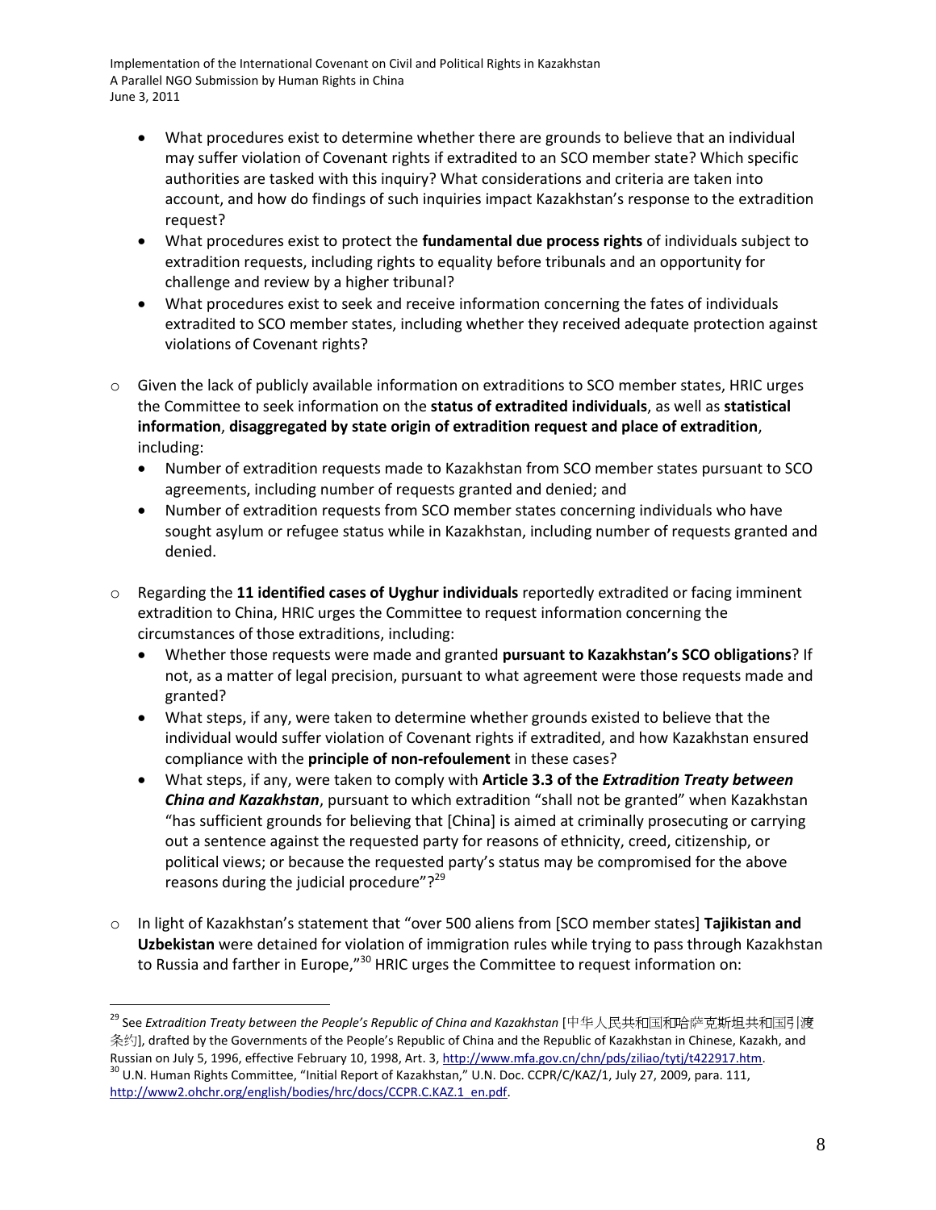- What procedures exist to determine whether there are grounds to believe that an individual may suffer violation of Covenant rights if extradited to an SCO member state? Which specific authorities are tasked with this inquiry? What considerations and criteria are taken into account, and how do findings of such inquiries impact Kazakhstan's response to the extradition request?
- What procedures exist to protect the **fundamental due process rights** of individuals subject to extradition requests, including rights to equality before tribunals and an opportunity for challenge and review by a higher tribunal?
- What procedures exist to seek and receive information concerning the fates of individuals extradited to SCO member states, including whether they received adequate protection against violations of Covenant rights?

- Given the lack of publicly available information on extraditions to SCO member states, HRIC urges the Committee to seek information on the **status of extradited individuals**, as well as **statistical information**, **disaggregated by state origin of extradition request and place of extradition**, including:
  - Number of extradition requests made to Kazakhstan from SCO member states pursuant to SCO agreements, including number of requests granted and denied; and
  - Number of extradition requests from SCO member states concerning individuals who have sought asylum or refugee status while in Kazakhstan, including number of requests granted and denied.

- Regarding the **11 identified cases of Uyghur individuals** reportedly extradited or facing imminent extradition to China, HRIC urges the Committee to request information concerning the circumstances of those extraditions, including:
  - Whether those requests were made and granted **pursuant to Kazakhstan's SCO obligations**? If not, as a matter of legal precision, pursuant to what agreement were those requests made and granted?
  - What steps, if any, were taken to determine whether grounds existed to believe that the individual would suffer violation of Covenant rights if extradited, and how Kazakhstan ensured compliance with the **principle of non-refoulement** in these cases?
  - What steps, if any, were taken to comply with **Article 3.3 of the *Extradition Treaty between China and Kazakhstan***, pursuant to which extradition "shall not be granted" when Kazakhstan "has sufficient grounds for believing that [China] is aimed at criminally prosecuting or carrying out a sentence against the requested party for reasons of ethnicity, creed, citizenship, or political views; or because the requested party's status may be compromised for the above reasons during the judicial procedure"?[29]

- In light of Kazakhstan's statement that "over 500 aliens from [SCO member states] **Tajikistan and Uzbekistan** were detained for violation of immigration rules while trying to pass through Kazakhstan to Russia and farther in Europe,"[30] HRIC urges the Committee to request information on:

---

[29] See *Extradition Treaty between the People's Republic of China and Kazakhstan* [中华人民共和国和哈萨克斯坦共和国引渡条约], drafted by the Governments of the People's Republic of China and the Republic of Kazakhstan in Chinese, Kazakh, and Russian on July 5, 1996, effective February 10, 1998, Art. 3, http://www.mfa.gov.cn/chn/pds/ziliao/tytj/t422917.htm.

[30] U.N. Human Rights Committee, "Initial Report of Kazakhstan," U.N. Doc. CCPR/C/KAZ/1, July 27, 2009, para. 111, http://www2.ohchr.org/english/bodies/hrc/docs/CCPR.C.KAZ.1_en.pdf.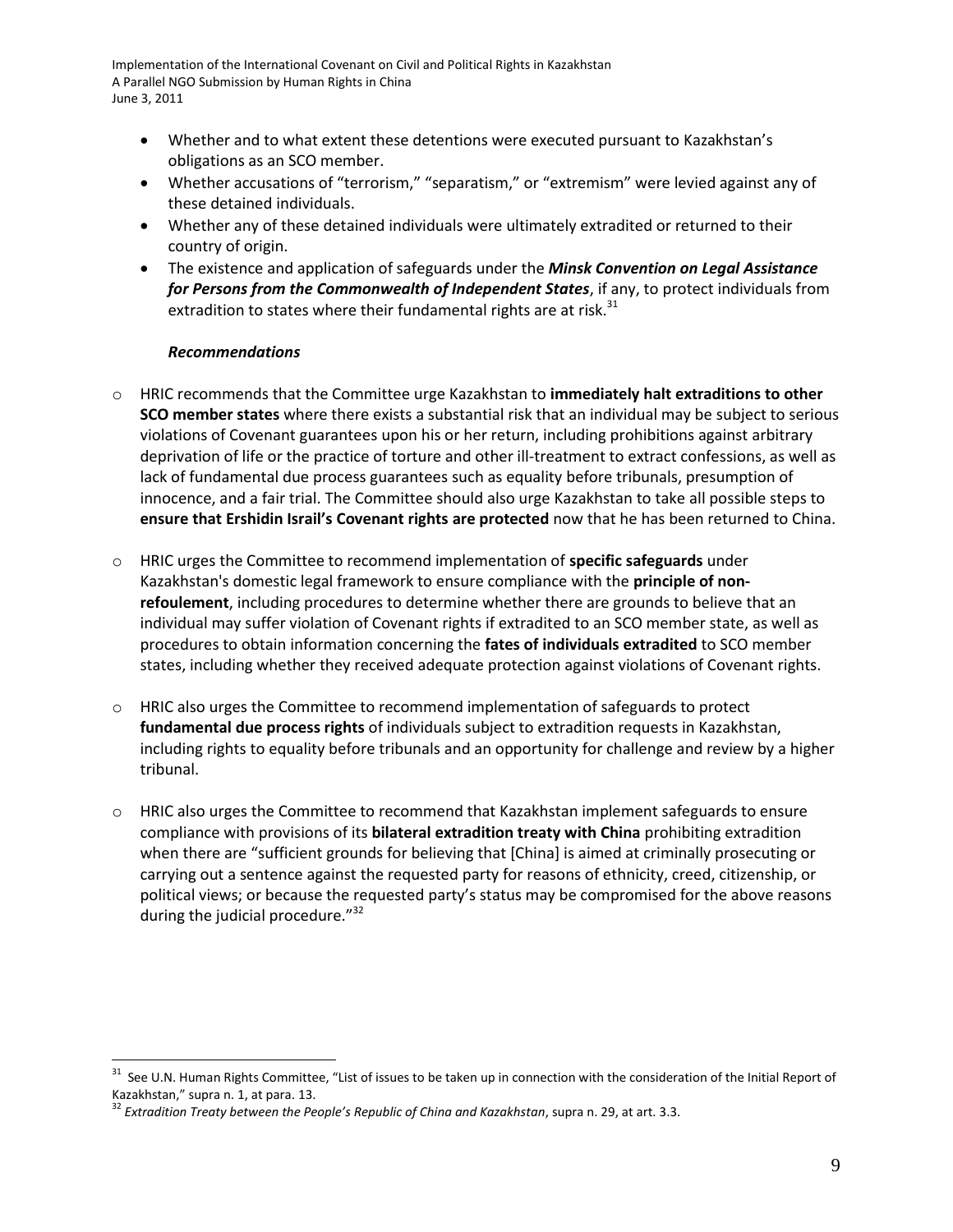- Whether and to what extent these detentions were executed pursuant to Kazakhstan's obligations as an SCO member.
- Whether accusations of "terrorism," "separatism," or "extremism" were levied against any of these detained individuals.
- Whether any of these detained individuals were ultimately extradited or returned to their country of origin.
- The existence and application of safeguards under the ***Minsk Convention on Legal Assistance for Persons from the Commonwealth of Independent States***, if any, to protect individuals from extradition to states where their fundamental rights are at risk.[31]

***Recommendations***

- HRIC recommends that the Committee urge Kazakhstan to **immediately halt extraditions to other SCO member states** where there exists a substantial risk that an individual may be subject to serious violations of Covenant guarantees upon his or her return, including prohibitions against arbitrary deprivation of life or the practice of torture and other ill-treatment to extract confessions, as well as lack of fundamental due process guarantees such as equality before tribunals, presumption of innocence, and a fair trial. The Committee should also urge Kazakhstan to take all possible steps to **ensure that Ershidin Israil's Covenant rights are protected** now that he has been returned to China.

- HRIC urges the Committee to recommend implementation of **specific safeguards** under Kazakhstan's domestic legal framework to ensure compliance with the **principle of non-refoulement**, including procedures to determine whether there are grounds to believe that an individual may suffer violation of Covenant rights if extradited to an SCO member state, as well as procedures to obtain information concerning the **fates of individuals extradited** to SCO member states, including whether they received adequate protection against violations of Covenant rights.

- HRIC also urges the Committee to recommend implementation of safeguards to protect **fundamental due process rights** of individuals subject to extradition requests in Kazakhstan, including rights to equality before tribunals and an opportunity for challenge and review by a higher tribunal.

- HRIC also urges the Committee to recommend that Kazakhstan implement safeguards to ensure compliance with provisions of its **bilateral extradition treaty with China** prohibiting extradition when there are "sufficient grounds for believing that [China] is aimed at criminally prosecuting or carrying out a sentence against the requested party for reasons of ethnicity, creed, citizenship, or political views; or because the requested party's status may be compromised for the above reasons during the judicial procedure."[32]

---

[31] See U.N. Human Rights Committee, "List of issues to be taken up in connection with the consideration of the Initial Report of Kazakhstan," supra n. 1, at para. 13.

[32] *Extradition Treaty between the People's Republic of China and Kazakhstan*, supra n. 29, at art. 3.3.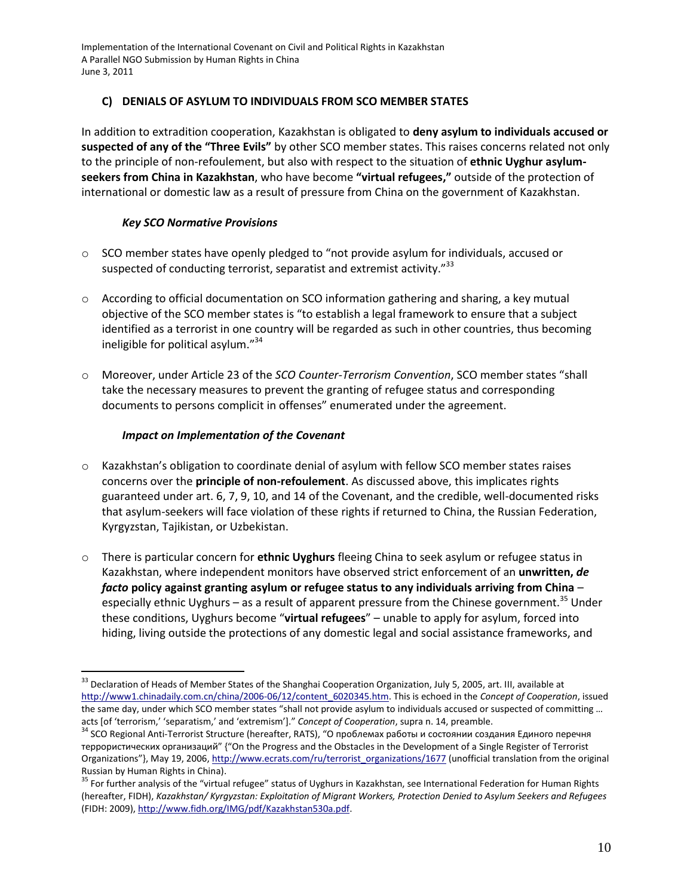### C) DENIALS OF ASYLUM TO INDIVIDUALS FROM SCO MEMBER STATES

In addition to extradition cooperation, Kazakhstan is obligated to **deny asylum to individuals accused or suspected of any of the "Three Evils"** by other SCO member states. This raises concerns related not only to the principle of non-refoulement, but also with respect to the situation of **ethnic Uyghur asylum-seekers from China in Kazakhstan**, who have become **"virtual refugees,"** outside of the protection of international or domestic law as a result of pressure from China on the government of Kazakhstan.

#### *Key SCO Normative Provisions*

- SCO member states have openly pledged to "not provide asylum for individuals, accused or suspected of conducting terrorist, separatist and extremist activity."[33]

- According to official documentation on SCO information gathering and sharing, a key mutual objective of the SCO member states is "to establish a legal framework to ensure that a subject identified as a terrorist in one country will be regarded as such in other countries, thus becoming ineligible for political asylum."[34]

- Moreover, under Article 23 of the *SCO Counter-Terrorism Convention*, SCO member states "shall take the necessary measures to prevent the granting of refugee status and corresponding documents to persons complicit in offenses" enumerated under the agreement.

#### *Impact on Implementation of the Covenant*

- Kazakhstan's obligation to coordinate denial of asylum with fellow SCO member states raises concerns over the **principle of non-refoulement**. As discussed above, this implicates rights guaranteed under art. 6, 7, 9, 10, and 14 of the Covenant, and the credible, well-documented risks that asylum-seekers will face violation of these rights if returned to China, the Russian Federation, Kyrgyzstan, Tajikistan, or Uzbekistan.

- There is particular concern for **ethnic Uyghurs** fleeing China to seek asylum or refugee status in Kazakhstan, where independent monitors have observed strict enforcement of an **unwritten, *de facto* policy against granting asylum or refugee status to any individuals arriving from China** – especially ethnic Uyghurs – as a result of apparent pressure from the Chinese government.[35] Under these conditions, Uyghurs become "**virtual refugees**" – unable to apply for asylum, forced into hiding, living outside the protections of any domestic legal and social assistance frameworks, and

---

[33] Declaration of Heads of Member States of the Shanghai Cooperation Organization, July 5, 2005, art. III, available at http://www1.chinadaily.com.cn/china/2006-06/12/content_6020345.htm. This is echoed in the *Concept of Cooperation*, issued the same day, under which SCO member states "shall not provide asylum to individuals accused or suspected of committing … acts [of 'terrorism,' 'separatism,' and 'extremism']." *Concept of Cooperation*, supra n. 14, preamble.

[34] SCO Regional Anti-Terrorist Structure (hereafter, RATS), "О проблемах работы и состоянии создания Единого перечня террористических организаций" {"On the Progress and the Obstacles in the Development of a Single Register of Terrorist Organizations"}, May 19, 2006, http://www.ecrats.com/ru/terrorist_organizations/1677 (unofficial translation from the original Russian by Human Rights in China).

[35] For further analysis of the "virtual refugee" status of Uyghurs in Kazakhstan, see International Federation for Human Rights (hereafter, FIDH), *Kazakhstan/ Kyrgyzstan: Exploitation of Migrant Workers, Protection Denied to Asylum Seekers and Refugees* (FIDH: 2009), http://www.fidh.org/IMG/pdf/Kazakhstan530a.pdf.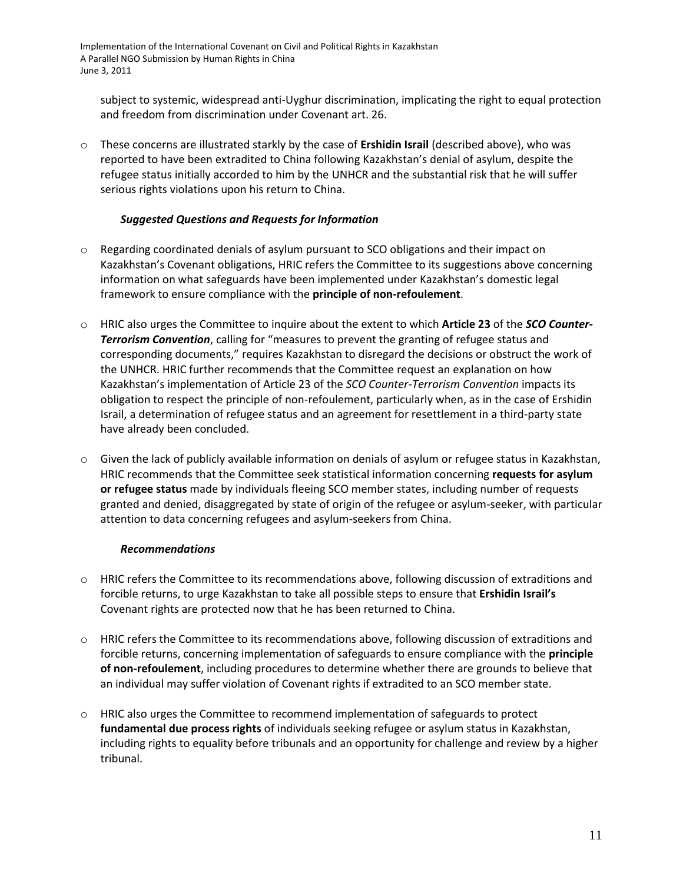- subject to systemic, widespread anti-Uyghur discrimination, implicating the right to equal protection and freedom from discrimination under Covenant art. 26.

- These concerns are illustrated starkly by the case of **Ershidin Israil** (described above), who was reported to have been extradited to China following Kazakhstan's denial of asylum, despite the refugee status initially accorded to him by the UNHCR and the substantial risk that he will suffer serious rights violations upon his return to China.

#### *Suggested Questions and Requests for Information*

- Regarding coordinated denials of asylum pursuant to SCO obligations and their impact on Kazakhstan's Covenant obligations, HRIC refers the Committee to its suggestions above concerning information on what safeguards have been implemented under Kazakhstan's domestic legal framework to ensure compliance with the **principle of non-refoulement**.

- HRIC also urges the Committee to inquire about the extent to which **Article 23** of the ***SCO Counter-Terrorism Convention***, calling for "measures to prevent the granting of refugee status and corresponding documents," requires Kazakhstan to disregard the decisions or obstruct the work of the UNHCR. HRIC further recommends that the Committee request an explanation on how Kazakhstan's implementation of Article 23 of the *SCO Counter-Terrorism Convention* impacts its obligation to respect the principle of non-refoulement, particularly when, as in the case of Ershidin Israil, a determination of refugee status and an agreement for resettlement in a third-party state have already been concluded.

- Given the lack of publicly available information on denials of asylum or refugee status in Kazakhstan, HRIC recommends that the Committee seek statistical information concerning **requests for asylum or refugee status** made by individuals fleeing SCO member states, including number of requests granted and denied, disaggregated by state of origin of the refugee or asylum-seeker, with particular attention to data concerning refugees and asylum-seekers from China.

#### *Recommendations*

- HRIC refers the Committee to its recommendations above, following discussion of extraditions and forcible returns, to urge Kazakhstan to take all possible steps to ensure that **Ershidin Israil's** Covenant rights are protected now that he has been returned to China.

- HRIC refers the Committee to its recommendations above, following discussion of extraditions and forcible returns, concerning implementation of safeguards to ensure compliance with the **principle of non-refoulement**, including procedures to determine whether there are grounds to believe that an individual may suffer violation of Covenant rights if extradited to an SCO member state.

- HRIC also urges the Committee to recommend implementation of safeguards to protect **fundamental due process rights** of individuals seeking refugee or asylum status in Kazakhstan, including rights to equality before tribunals and an opportunity for challenge and review by a higher tribunal.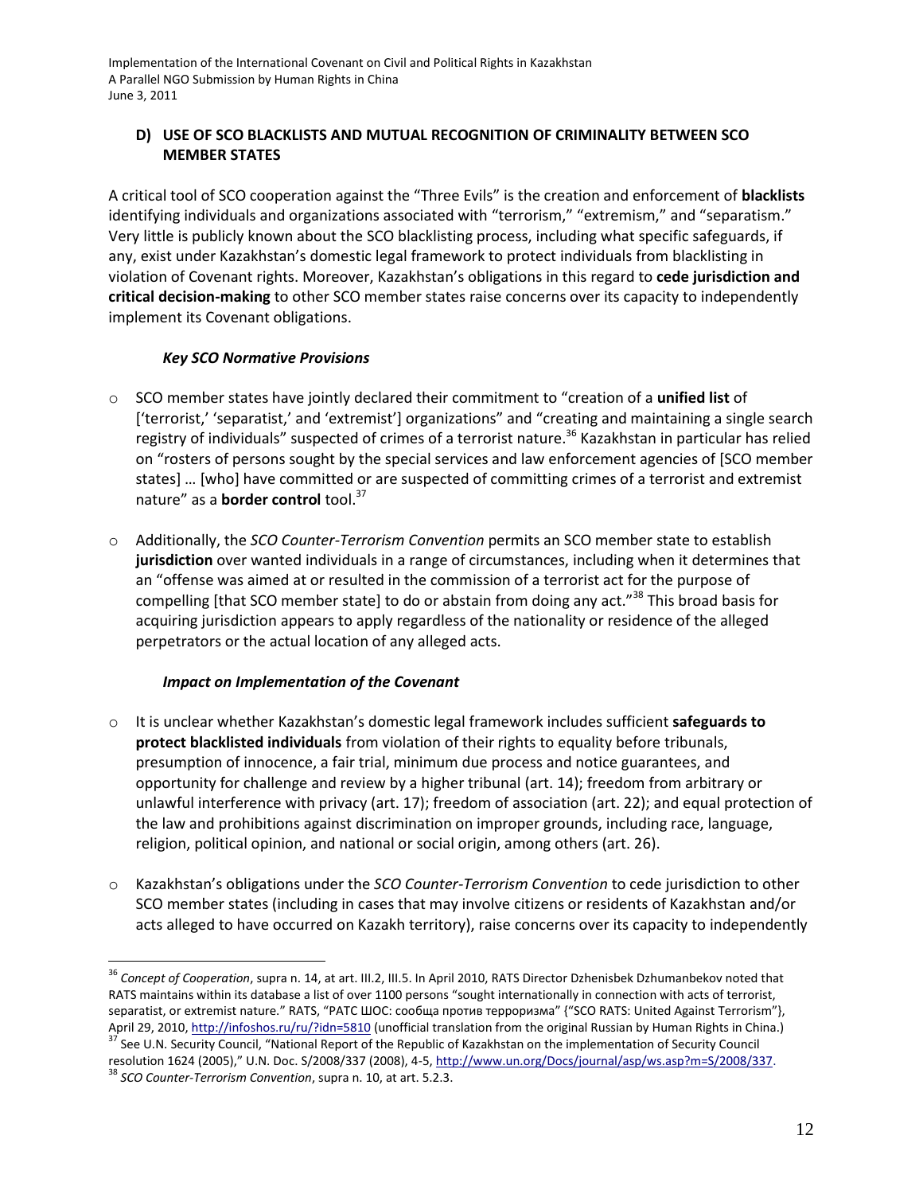## D) USE OF SCO BLACKLISTS AND MUTUAL RECOGNITION OF CRIMINALITY BETWEEN SCO MEMBER STATES

A critical tool of SCO cooperation against the "Three Evils" is the creation and enforcement of **blacklists** identifying individuals and organizations associated with "terrorism," "extremism," and "separatism." Very little is publicly known about the SCO blacklisting process, including what specific safeguards, if any, exist under Kazakhstan's domestic legal framework to protect individuals from blacklisting in violation of Covenant rights. Moreover, Kazakhstan's obligations in this regard to **cede jurisdiction and critical decision-making** to other SCO member states raise concerns over its capacity to independently implement its Covenant obligations.

### *Key SCO Normative Provisions*

- SCO member states have jointly declared their commitment to "creation of a **unified list** of ['terrorist,' 'separatist,' and 'extremist'] organizations" and "creating and maintaining a single search registry of individuals" suspected of crimes of a terrorist nature.[36] Kazakhstan in particular has relied on "rosters of persons sought by the special services and law enforcement agencies of [SCO member states] … [who] have committed or are suspected of committing crimes of a terrorist and extremist nature" as a **border control** tool.[37]

- Additionally, the *SCO Counter-Terrorism Convention* permits an SCO member state to establish **jurisdiction** over wanted individuals in a range of circumstances, including when it determines that an "offense was aimed at or resulted in the commission of a terrorist act for the purpose of compelling [that SCO member state] to do or abstain from doing any act."[38] This broad basis for acquiring jurisdiction appears to apply regardless of the nationality or residence of the alleged perpetrators or the actual location of any alleged acts.

### *Impact on Implementation of the Covenant*

- It is unclear whether Kazakhstan's domestic legal framework includes sufficient **safeguards to protect blacklisted individuals** from violation of their rights to equality before tribunals, presumption of innocence, a fair trial, minimum due process and notice guarantees, and opportunity for challenge and review by a higher tribunal (art. 14); freedom from arbitrary or unlawful interference with privacy (art. 17); freedom of association (art. 22); and equal protection of the law and prohibitions against discrimination on improper grounds, including race, language, religion, political opinion, and national or social origin, among others (art. 26).

- Kazakhstan's obligations under the *SCO Counter-Terrorism Convention* to cede jurisdiction to other SCO member states (including in cases that may involve citizens or residents of Kazakhstan and/or acts alleged to have occurred on Kazakh territory), raise concerns over its capacity to independently

---

[36] *Concept of Cooperation*, supra n. 14, at art. III.2, III.5. In April 2010, RATS Director Dzhenisbek Dzhumanbekov noted that RATS maintains within its database a list of over 1100 persons "sought internationally in connection with acts of terrorist, separatist, or extremist nature." RATS, "РАТС ШОС: сообща против терроризма" {"SCO RATS: United Against Terrorism"}, April 29, 2010, http://infoshos.ru/ru/?idn=5810 (unofficial translation from the original Russian by Human Rights in China.)

[37] See U.N. Security Council, "National Report of the Republic of Kazakhstan on the implementation of Security Council resolution 1624 (2005)," U.N. Doc. S/2008/337 (2008), 4-5, http://www.un.org/Docs/journal/asp/ws.asp?m=S/2008/337.

[38] *SCO Counter-Terrorism Convention*, supra n. 10, at art. 5.2.3.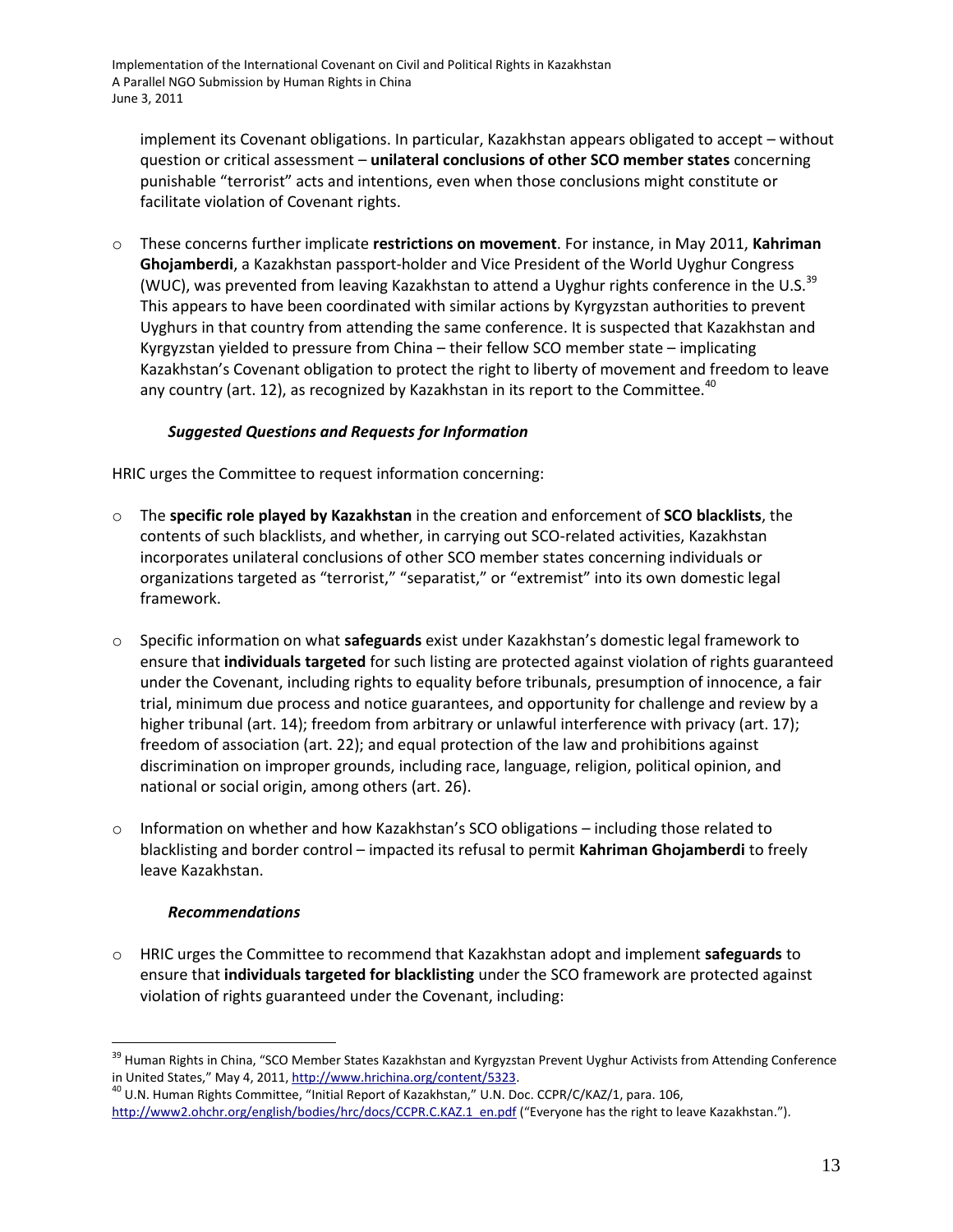implement its Covenant obligations. In particular, Kazakhstan appears obligated to accept – without question or critical assessment – **unilateral conclusions of other SCO member states** concerning punishable "terrorist" acts and intentions, even when those conclusions might constitute or facilitate violation of Covenant rights.

- These concerns further implicate **restrictions on movement**. For instance, in May 2011, **Kahriman Ghojamberdi**, a Kazakhstan passport-holder and Vice President of the World Uyghur Congress (WUC), was prevented from leaving Kazakhstan to attend a Uyghur rights conference in the U.S.[39] This appears to have been coordinated with similar actions by Kyrgyzstan authorities to prevent Uyghurs in that country from attending the same conference. It is suspected that Kazakhstan and Kyrgyzstan yielded to pressure from China – their fellow SCO member state – implicating Kazakhstan's Covenant obligation to protect the right to liberty of movement and freedom to leave any country (art. 12), as recognized by Kazakhstan in its report to the Committee.[40]

***Suggested Questions and Requests for Information***

HRIC urges the Committee to request information concerning:

- The **specific role played by Kazakhstan** in the creation and enforcement of **SCO blacklists**, the contents of such blacklists, and whether, in carrying out SCO-related activities, Kazakhstan incorporates unilateral conclusions of other SCO member states concerning individuals or organizations targeted as "terrorist," "separatist," or "extremist" into its own domestic legal framework.
- Specific information on what **safeguards** exist under Kazakhstan's domestic legal framework to ensure that **individuals targeted** for such listing are protected against violation of rights guaranteed under the Covenant, including rights to equality before tribunals, presumption of innocence, a fair trial, minimum due process and notice guarantees, and opportunity for challenge and review by a higher tribunal (art. 14); freedom from arbitrary or unlawful interference with privacy (art. 17); freedom of association (art. 22); and equal protection of the law and prohibitions against discrimination on improper grounds, including race, language, religion, political opinion, and national or social origin, among others (art. 26).
- Information on whether and how Kazakhstan's SCO obligations – including those related to blacklisting and border control – impacted its refusal to permit **Kahriman Ghojamberdi** to freely leave Kazakhstan.

***Recommendations***

- HRIC urges the Committee to recommend that Kazakhstan adopt and implement **safeguards** to ensure that **individuals targeted for blacklisting** under the SCO framework are protected against violation of rights guaranteed under the Covenant, including:

---

[39] Human Rights in China, "SCO Member States Kazakhstan and Kyrgyzstan Prevent Uyghur Activists from Attending Conference in United States," May 4, 2011, http://www.hrichina.org/content/5323.

[40] U.N. Human Rights Committee, "Initial Report of Kazakhstan," U.N. Doc. CCPR/C/KAZ/1, para. 106, http://www2.ohchr.org/english/bodies/hrc/docs/CCPR.C.KAZ.1_en.pdf ("Everyone has the right to leave Kazakhstan.").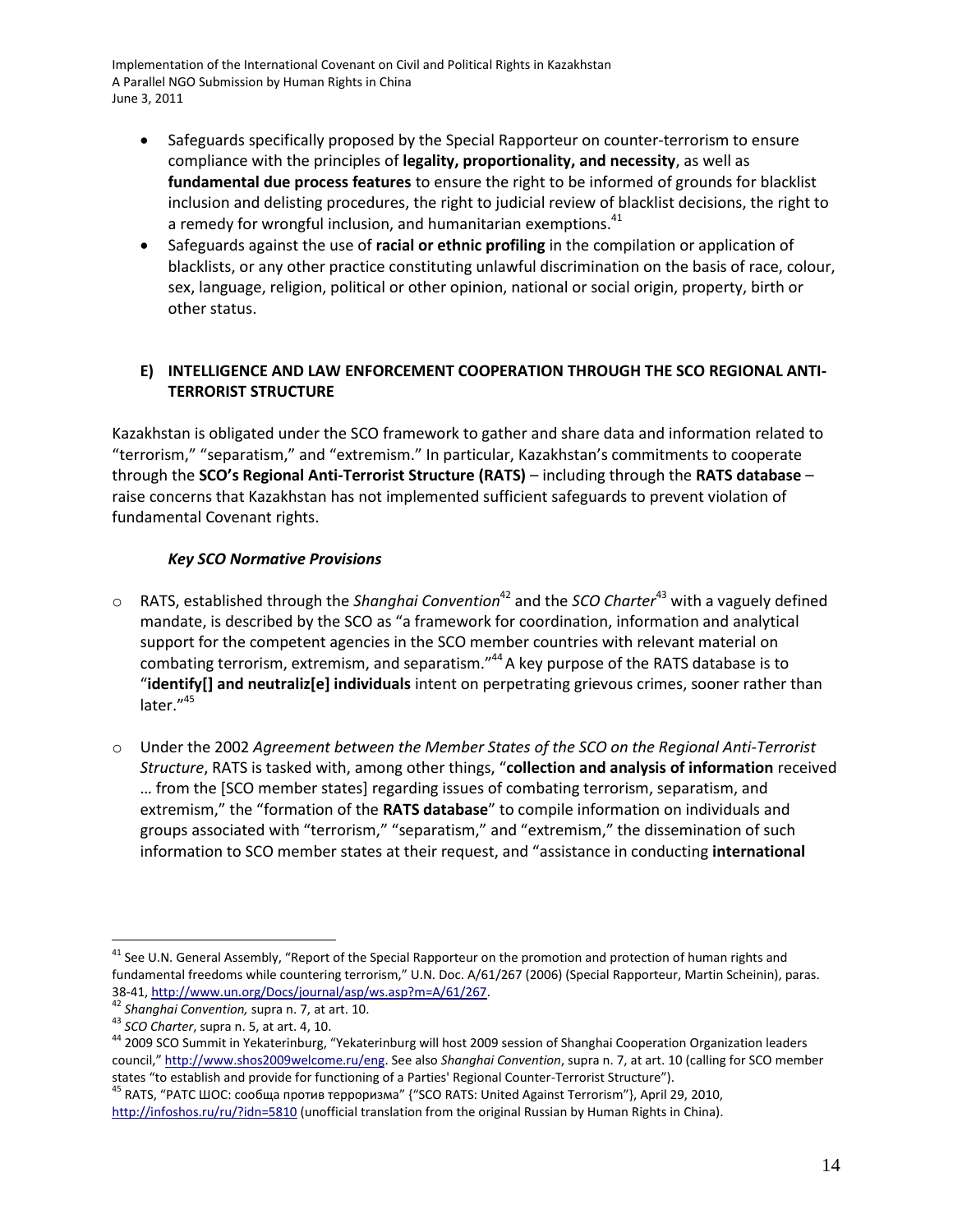- Safeguards specifically proposed by the Special Rapporteur on counter-terrorism to ensure compliance with the principles of **legality, proportionality, and necessity**, as well as **fundamental due process features** to ensure the right to be informed of grounds for blacklist inclusion and delisting procedures, the right to judicial review of blacklist decisions, the right to a remedy for wrongful inclusion, and humanitarian exemptions.[41]
- Safeguards against the use of **racial or ethnic profiling** in the compilation or application of blacklists, or any other practice constituting unlawful discrimination on the basis of race, colour, sex, language, religion, political or other opinion, national or social origin, property, birth or other status.

### E) INTELLIGENCE AND LAW ENFORCEMENT COOPERATION THROUGH THE SCO REGIONAL ANTI-TERRORIST STRUCTURE

Kazakhstan is obligated under the SCO framework to gather and share data and information related to "terrorism," "separatism," and "extremism." In particular, Kazakhstan's commitments to cooperate through the **SCO's Regional Anti-Terrorist Structure (RATS)** – including through the **RATS database** – raise concerns that Kazakhstan has not implemented sufficient safeguards to prevent violation of fundamental Covenant rights.

#### *Key SCO Normative Provisions*

- RATS, established through the *Shanghai Convention*[42] and the *SCO Charter*[43] with a vaguely defined mandate, is described by the SCO as "a framework for coordination, information and analytical support for the competent agencies in the SCO member countries with relevant material on combating terrorism, extremism, and separatism."[44] A key purpose of the RATS database is to "**identify[] and neutraliz[e] individuals** intent on perpetrating grievous crimes, sooner rather than later."[45]

- Under the 2002 *Agreement between the Member States of the SCO on the Regional Anti-Terrorist Structure*, RATS is tasked with, among other things, "**collection and analysis of information** received … from the [SCO member states] regarding issues of combating terrorism, separatism, and extremism," the "formation of the **RATS database**" to compile information on individuals and groups associated with "terrorism," "separatism," and "extremism," the dissemination of such information to SCO member states at their request, and "assistance in conducting **international**

---

[41] See U.N. General Assembly, "Report of the Special Rapporteur on the promotion and protection of human rights and fundamental freedoms while countering terrorism," U.N. Doc. A/61/267 (2006) (Special Rapporteur, Martin Scheinin), paras. 38-41, http://www.un.org/Docs/journal/asp/ws.asp?m=A/61/267.

[42] *Shanghai Convention,* supra n. 7, at art. 10.

[43] *SCO Charter*, supra n. 5, at art. 4, 10.

[44] 2009 SCO Summit in Yekaterinburg, "Yekaterinburg will host 2009 session of Shanghai Cooperation Organization leaders council," http://www.shos2009welcome.ru/eng. See also *Shanghai Convention*, supra n. 7, at art. 10 (calling for SCO member states "to establish and provide for functioning of a Parties' Regional Counter-Terrorist Structure").

[45] RATS, "РАТС ШОС: сообща против терроризма" {"SCO RATS: United Against Terrorism"}, April 29, 2010, http://infoshos.ru/ru/?idn=5810 (unofficial translation from the original Russian by Human Rights in China).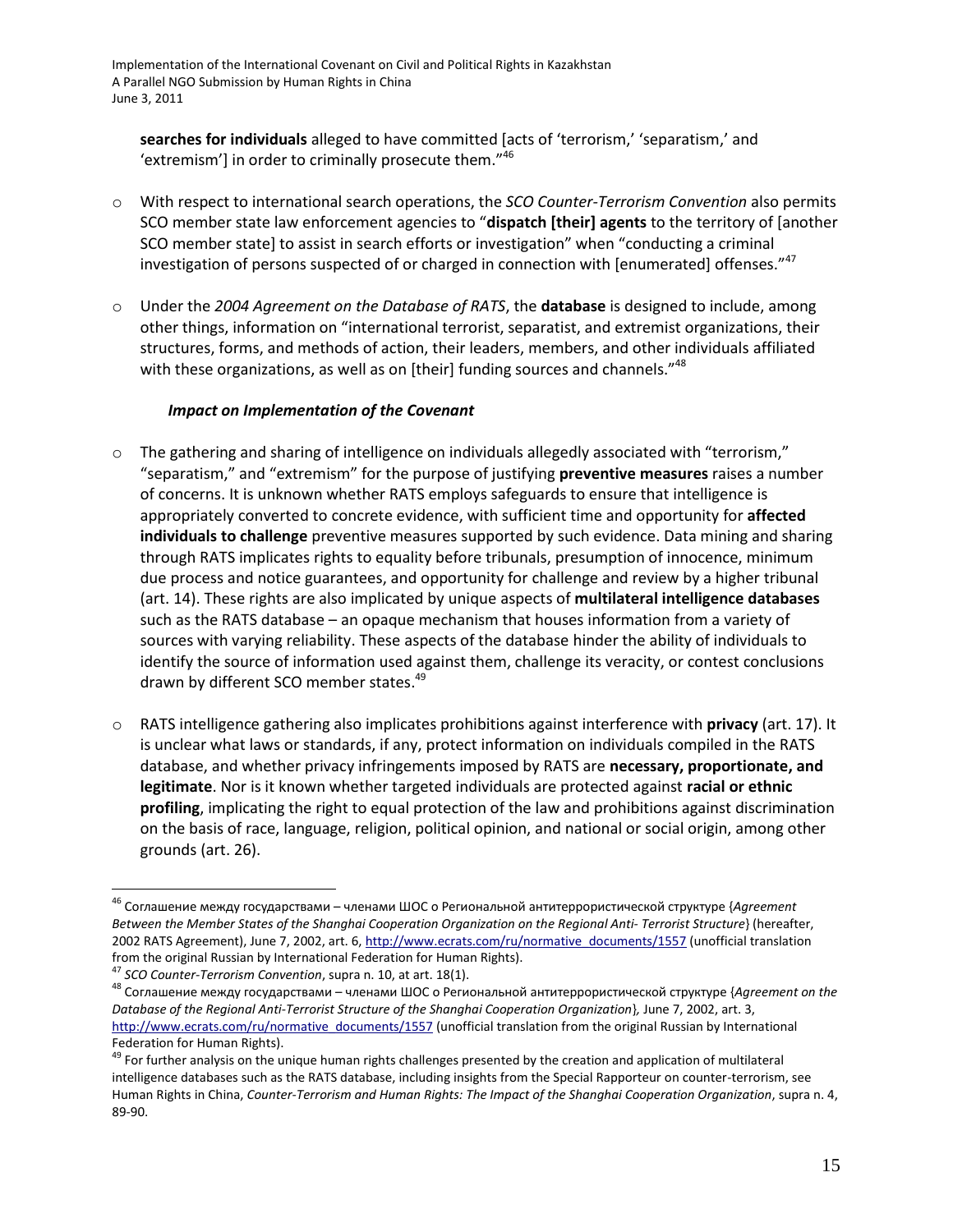**searches for individuals** alleged to have committed [acts of 'terrorism,' 'separatism,' and 'extremism'] in order to criminally prosecute them."[46]

- With respect to international search operations, the *SCO Counter-Terrorism Convention* also permits SCO member state law enforcement agencies to "**dispatch [their] agents** to the territory of [another SCO member state] to assist in search efforts or investigation" when "conducting a criminal investigation of persons suspected of or charged in connection with [enumerated] offenses."[47]

- Under the *2004 Agreement on the Database of RATS*, the **database** is designed to include, among other things, information on "international terrorist, separatist, and extremist organizations, their structures, forms, and methods of action, their leaders, members, and other individuals affiliated with these organizations, as well as on [their] funding sources and channels."[48]

***Impact on Implementation of the Covenant***

- The gathering and sharing of intelligence on individuals allegedly associated with "terrorism," "separatism," and "extremism" for the purpose of justifying **preventive measures** raises a number of concerns. It is unknown whether RATS employs safeguards to ensure that intelligence is appropriately converted to concrete evidence, with sufficient time and opportunity for **affected individuals to challenge** preventive measures supported by such evidence. Data mining and sharing through RATS implicates rights to equality before tribunals, presumption of innocence, minimum due process and notice guarantees, and opportunity for challenge and review by a higher tribunal (art. 14). These rights are also implicated by unique aspects of **multilateral intelligence databases** such as the RATS database – an opaque mechanism that houses information from a variety of sources with varying reliability. These aspects of the database hinder the ability of individuals to identify the source of information used against them, challenge its veracity, or contest conclusions drawn by different SCO member states.[49]

- RATS intelligence gathering also implicates prohibitions against interference with **privacy** (art. 17). It is unclear what laws or standards, if any, protect information on individuals compiled in the RATS database, and whether privacy infringements imposed by RATS are **necessary, proportionate, and legitimate**. Nor is it known whether targeted individuals are protected against **racial or ethnic profiling**, implicating the right to equal protection of the law and prohibitions against discrimination on the basis of race, language, religion, political opinion, and national or social origin, among other grounds (art. 26).

---

[46] Соглашение между государствами – членами ШОС о Региональной антитеррористической структуре {*Agreement Between the Member States of the Shanghai Cooperation Organization on the Regional Anti- Terrorist Structure*} (hereafter, 2002 RATS Agreement), June 7, 2002, art. 6, http://www.ecrats.com/ru/normative_documents/1557 (unofficial translation from the original Russian by International Federation for Human Rights).

[47] *SCO Counter-Terrorism Convention*, supra n. 10, at art. 18(1).

[48] Соглашение между государствами – членами ШОС о Региональной антитеррористической структуре {*Agreement on the Database of the Regional Anti-Terrorist Structure of the Shanghai Cooperation Organization*}*,* June 7, 2002, art. 3, http://www.ecrats.com/ru/normative_documents/1557 (unofficial translation from the original Russian by International Federation for Human Rights).

[49] For further analysis on the unique human rights challenges presented by the creation and application of multilateral intelligence databases such as the RATS database, including insights from the Special Rapporteur on counter-terrorism, see Human Rights in China, *Counter-Terrorism and Human Rights: The Impact of the Shanghai Cooperation Organization*, supra n. 4, 89-90.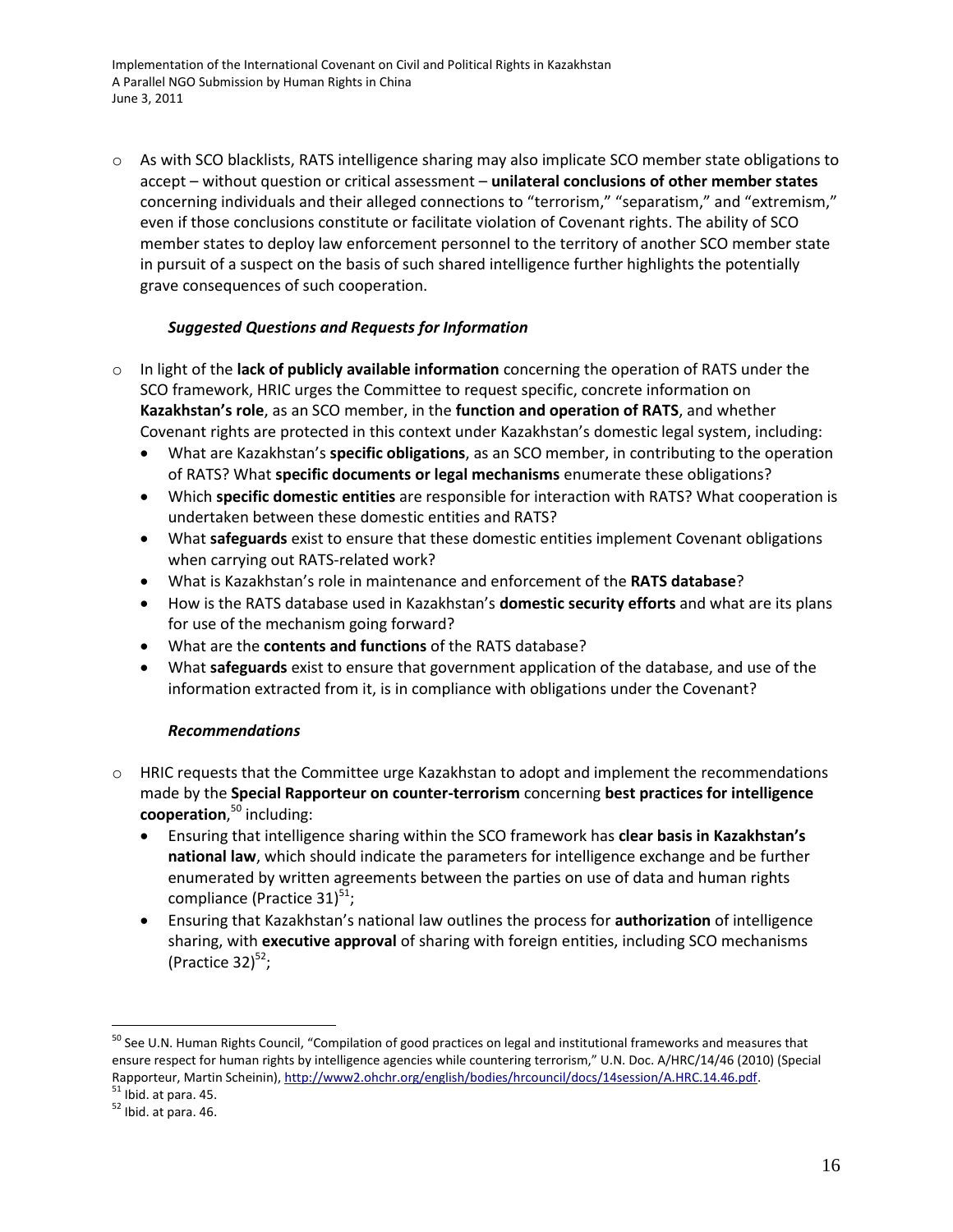- As with SCO blacklists, RATS intelligence sharing may also implicate SCO member state obligations to accept – without question or critical assessment – **unilateral conclusions of other member states** concerning individuals and their alleged connections to "terrorism," "separatism," and "extremism," even if those conclusions constitute or facilitate violation of Covenant rights. The ability of SCO member states to deploy law enforcement personnel to the territory of another SCO member state in pursuit of a suspect on the basis of such shared intelligence further highlights the potentially grave consequences of such cooperation.

***Suggested Questions and Requests for Information***

- In light of the **lack of publicly available information** concerning the operation of RATS under the SCO framework, HRIC urges the Committee to request specific, concrete information on **Kazakhstan's role**, as an SCO member, in the **function and operation of RATS**, and whether Covenant rights are protected in this context under Kazakhstan's domestic legal system, including:
    - What are Kazakhstan's **specific obligations**, as an SCO member, in contributing to the operation of RATS? What **specific documents or legal mechanisms** enumerate these obligations?
    - Which **specific domestic entities** are responsible for interaction with RATS? What cooperation is undertaken between these domestic entities and RATS?
    - What **safeguards** exist to ensure that these domestic entities implement Covenant obligations when carrying out RATS-related work?
    - What is Kazakhstan's role in maintenance and enforcement of the **RATS database**?
    - How is the RATS database used in Kazakhstan's **domestic security efforts** and what are its plans for use of the mechanism going forward?
    - What are the **contents and functions** of the RATS database?
    - What **safeguards** exist to ensure that government application of the database, and use of the information extracted from it, is in compliance with obligations under the Covenant?

***Recommendations***

- HRIC requests that the Committee urge Kazakhstan to adopt and implement the recommendations made by the **Special Rapporteur on counter-terrorism** concerning **best practices for intelligence cooperation**,[50] including:
    - Ensuring that intelligence sharing within the SCO framework has **clear basis in Kazakhstan's national law**, which should indicate the parameters for intelligence exchange and be further enumerated by written agreements between the parties on use of data and human rights compliance (Practice 31)[51];
    - Ensuring that Kazakhstan's national law outlines the process for **authorization** of intelligence sharing, with **executive approval** of sharing with foreign entities, including SCO mechanisms (Practice 32)[52];

---

[50] See U.N. Human Rights Council, "Compilation of good practices on legal and institutional frameworks and measures that ensure respect for human rights by intelligence agencies while countering terrorism," U.N. Doc. A/HRC/14/46 (2010) (Special Rapporteur, Martin Scheinin), http://www2.ohchr.org/english/bodies/hrcouncil/docs/14session/A.HRC.14.46.pdf.

[51] Ibid. at para. 45.

[52] Ibid. at para. 46.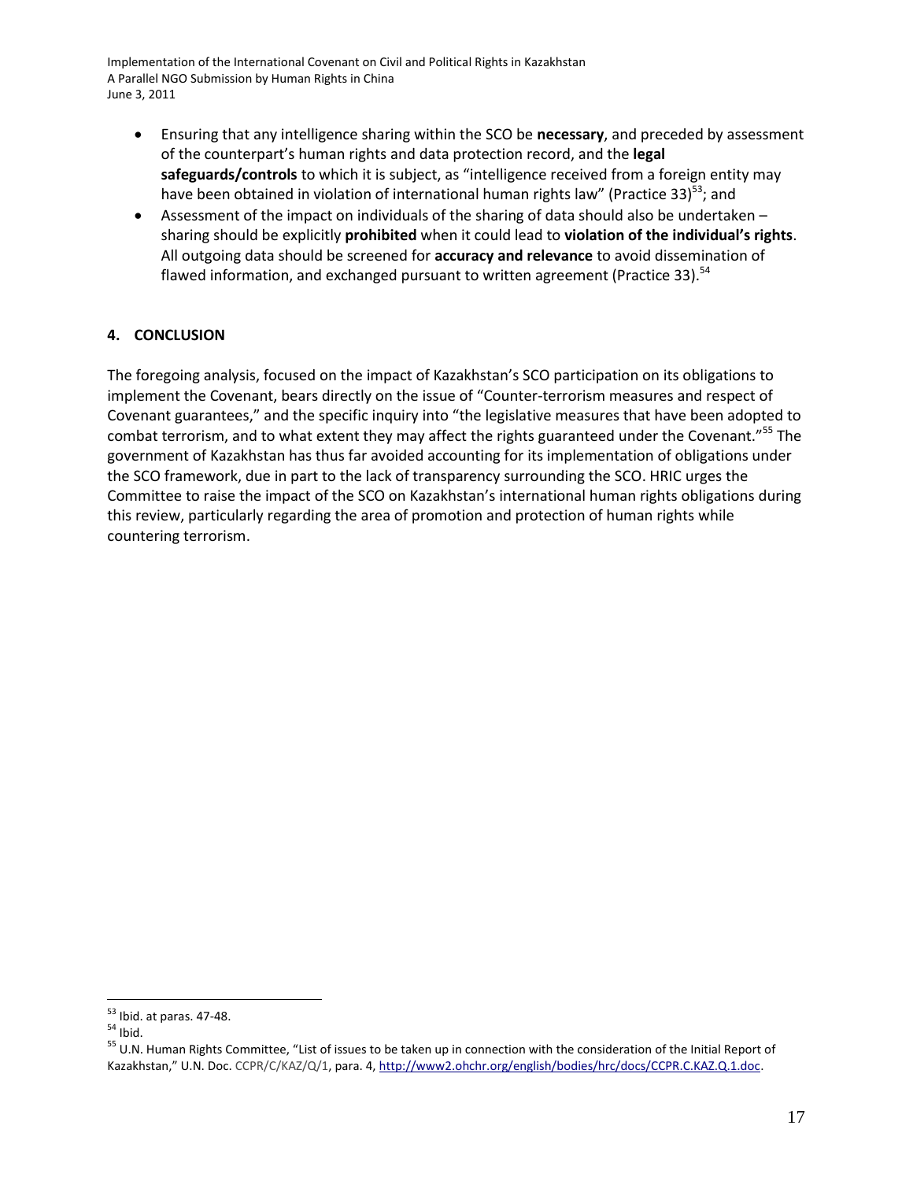- Ensuring that any intelligence sharing within the SCO be **necessary**, and preceded by assessment of the counterpart's human rights and data protection record, and the **legal safeguards/controls** to which it is subject, as "intelligence received from a foreign entity may have been obtained in violation of international human rights law" (Practice 33)[53]; and
- Assessment of the impact on individuals of the sharing of data should also be undertaken – sharing should be explicitly **prohibited** when it could lead to **violation of the individual's rights**. All outgoing data should be screened for **accuracy and relevance** to avoid dissemination of flawed information, and exchanged pursuant to written agreement (Practice 33).[54]

## 4. CONCLUSION

The foregoing analysis, focused on the impact of Kazakhstan's SCO participation on its obligations to implement the Covenant, bears directly on the issue of "Counter-terrorism measures and respect of Covenant guarantees," and the specific inquiry into "the legislative measures that have been adopted to combat terrorism, and to what extent they may affect the rights guaranteed under the Covenant."[55] The government of Kazakhstan has thus far avoided accounting for its implementation of obligations under the SCO framework, due in part to the lack of transparency surrounding the SCO. HRIC urges the Committee to raise the impact of the SCO on Kazakhstan's international human rights obligations during this review, particularly regarding the area of promotion and protection of human rights while countering terrorism.

---

[53] Ibid. at paras. 47-48.

[54] Ibid.

[55] U.N. Human Rights Committee, "List of issues to be taken up in connection with the consideration of the Initial Report of Kazakhstan," U.N. Doc. CCPR/C/KAZ/Q/1, para. 4, http://www2.ohchr.org/english/bodies/hrc/docs/CCPR.C.KAZ.Q.1.doc.